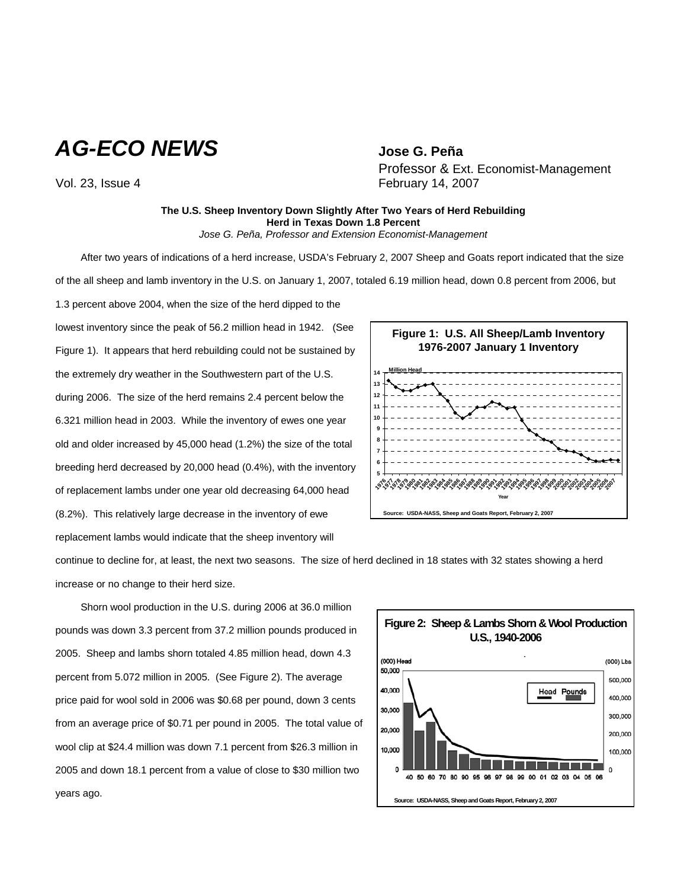# AG-ECO NEWS

Vol. 23, Issue 4

**Jose G. Peña**
Professor & Ext. Economist-Management
February 14, 2007

**The U.S. Sheep Inventory Down Slightly After Two Years of Herd Rebuilding**
**Herd in Texas Down 1.8 Percent**
*Jose G. Peña, Professor and Extension Economist-Management*

After two years of indications of a herd increase, USDA's February 2, 2007 Sheep and Goats report indicated that the size of the all sheep and lamb inventory in the U.S. on January 1, 2007, totaled 6.19 million head, down 0.8 percent from 2006, but 1.3 percent above 2004, when the size of the herd dipped to the lowest inventory since the peak of 56.2 million head in 1942. (See Figure 1). It appears that herd rebuilding could not be sustained by the extremely dry weather in the Southwestern part of the U.S. during 2006. The size of the herd remains 2.4 percent below the 6.321 million head in 2003. While the inventory of ewes one year old and older increased by 45,000 head (1.2%) the size of the total breeding herd decreased by 20,000 head (0.4%), with the inventory of replacement lambs under one year old decreasing 64,000 head (8.2%). This relatively large decrease in the inventory of ewe replacement lambs would indicate that the sheep inventory will continue to decline for, at least, the next two seasons. The size of herd declined in 18 states with 32 states showing a herd increase or no change to their herd size.

**Figure 1: U.S. All Sheep/Lamb Inventory 1976-2007 January 1 Inventory**

Source: USDA-NASS, Sheep and Goats Report, February 2, 2007

Shorn wool production in the U.S. during 2006 at 36.0 million pounds was down 3.3 percent from 37.2 million pounds produced in 2005. Sheep and lambs shorn totaled 4.85 million head, down 4.3 percent from 5.072 million in 2005. (See Figure 2). The average price paid for wool sold in 2006 was $0.68 per pound, down 3 cents from an average price of $0.71 per pound in 2005. The total value of wool clip at $24.4 million was down 7.1 percent from $26.3 million in 2005 and down 18.1 percent from a value of close to $30 million two years ago.

**Figure 2: Sheep & Lambs Shorn & Wool Production U.S., 1940-2006**

Source: USDA-NASS, Sheep and Goats Report, February 2, 2007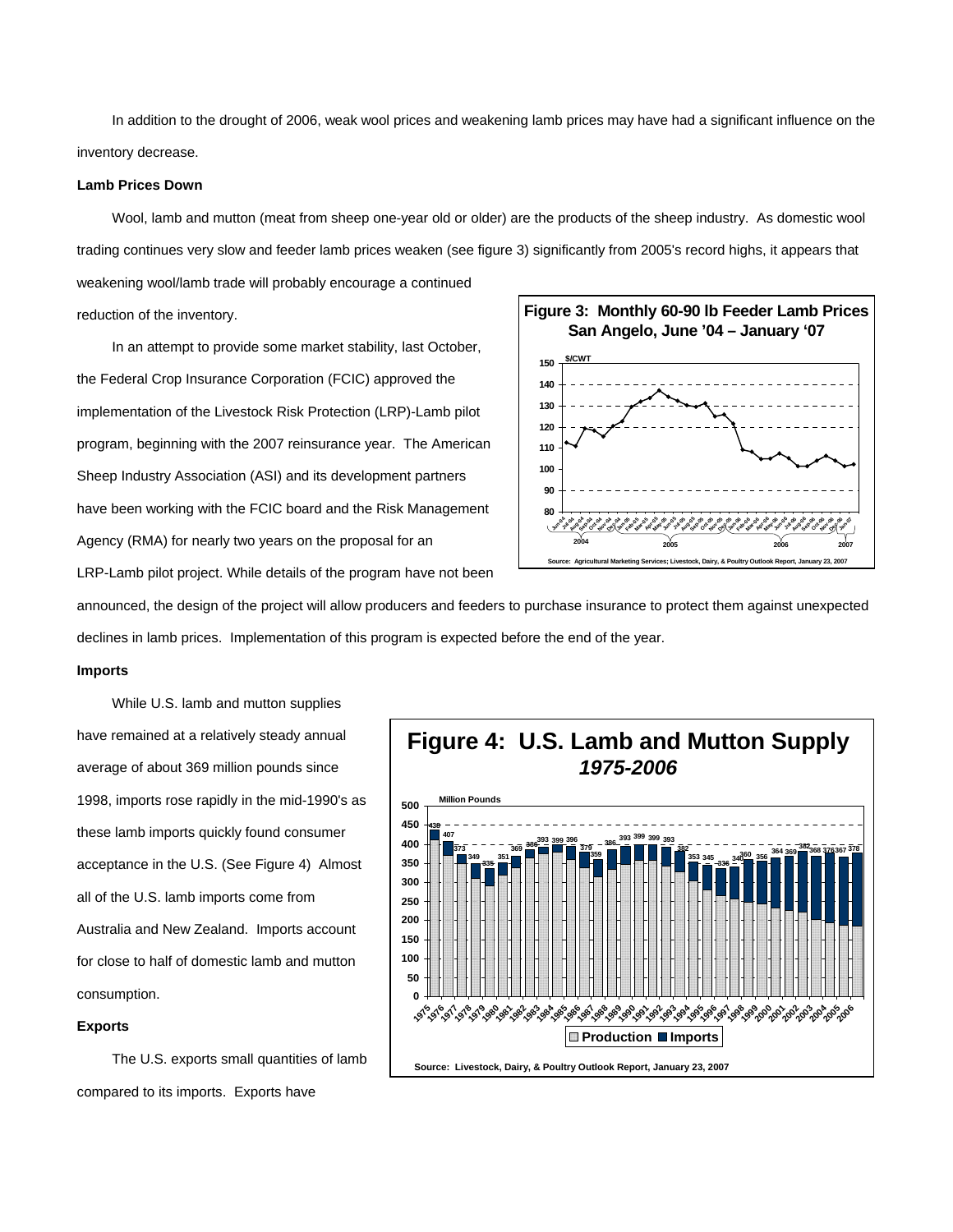In addition to the drought of 2006, weak wool prices and weakening lamb prices may have had a significant influence on the inventory decrease.

**Lamb Prices Down**

Wool, lamb and mutton (meat from sheep one-year old or older) are the products of the sheep industry. As domestic wool trading continues very slow and feeder lamb prices weaken (see figure 3) significantly from 2005's record highs, it appears that weakening wool/lamb trade will probably encourage a continued reduction of the inventory.

**Figure 3: Monthly 60-90 lb Feeder Lamb Prices San Angelo, June '04 – January '07**

Source: Agricultural Marketing Services; Livestock, Dairy, & Poultry Outlook Report, January 23, 2007

In an attempt to provide some market stability, last October, the Federal Crop Insurance Corporation (FCIC) approved the implementation of the Livestock Risk Protection (LRP)-Lamb pilot program, beginning with the 2007 reinsurance year. The American Sheep Industry Association (ASI) and its development partners have been working with the FCIC board and the Risk Management Agency (RMA) for nearly two years on the proposal for an LRP-Lamb pilot project. While details of the program have not been announced, the design of the project will allow producers and feeders to purchase insurance to protect them against unexpected declines in lamb prices. Implementation of this program is expected before the end of the year.

**Imports**

While U.S. lamb and mutton supplies have remained at a relatively steady annual average of about 369 million pounds since 1998, imports rose rapidly in the mid-1990's as these lamb imports quickly found consumer acceptance in the U.S. (See Figure 4) Almost all of the U.S. lamb imports come from Australia and New Zealand. Imports account for close to half of domestic lamb and mutton consumption.

**Figure 4: U.S. Lamb and Mutton Supply *1975-2006***

Source: Livestock, Dairy, & Poultry Outlook Report, January 23, 2007

**Exports**

The U.S. exports small quantities of lamb compared to its imports. Exports have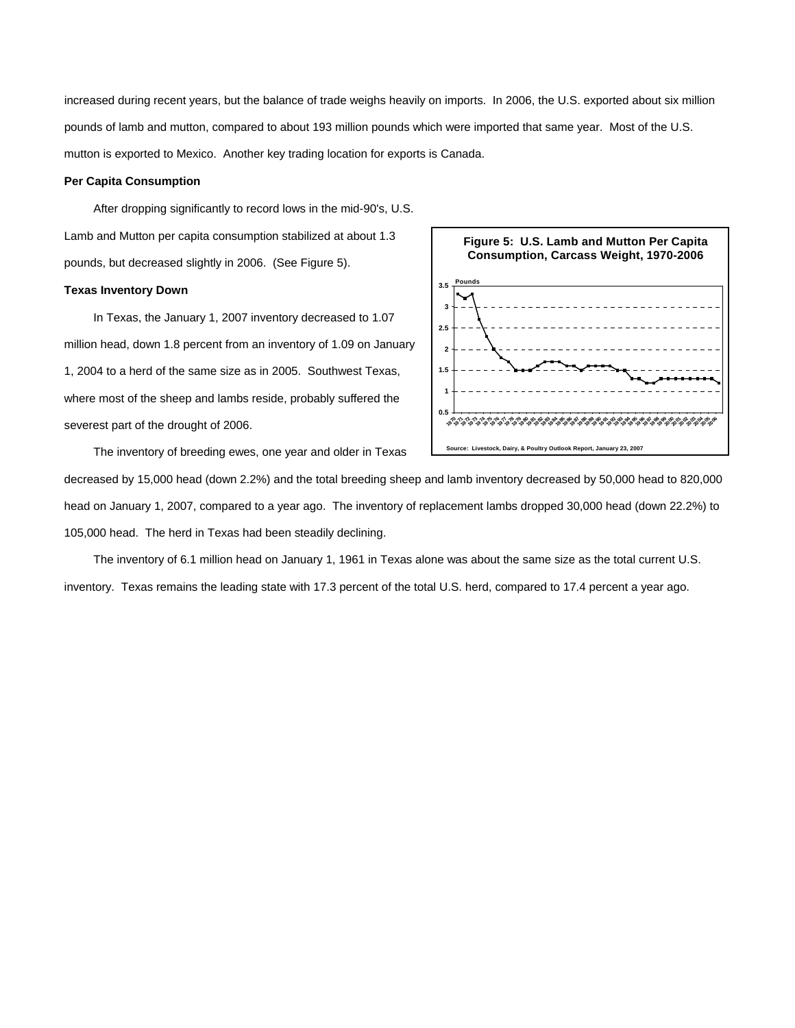increased during recent years, but the balance of trade weighs heavily on imports. In 2006, the U.S. exported about six million pounds of lamb and mutton, compared to about 193 million pounds which were imported that same year. Most of the U.S. mutton is exported to Mexico. Another key trading location for exports is Canada.

**Per Capita Consumption**

After dropping significantly to record lows in the mid-90's, U.S. Lamb and Mutton per capita consumption stabilized at about 1.3 pounds, but decreased slightly in 2006. (See Figure 5).

**Figure 5: U.S. Lamb and Mutton Per Capita Consumption, Carcass Weight, 1970-2006**

Pounds

3.5
3
2.5
2
1.5
1
0.5

1970 1971 1972 1973 1974 1975 1976 1977 1978 1979 1980 1981 1982 1983 1984 1985 1986 1987 1988 1989 1990 1991 1992 1993 1994 1995 1996 1997 1998 1999 2000 2001 2002 2003 2004 2005 2006

Source: Livestock, Dairy, & Poultry Outlook Report, January 23, 2007

**Texas Inventory Down**

In Texas, the January 1, 2007 inventory decreased to 1.07 million head, down 1.8 percent from an inventory of 1.09 on January 1, 2004 to a herd of the same size as in 2005. Southwest Texas, where most of the sheep and lambs reside, probably suffered the severest part of the drought of 2006.

The inventory of breeding ewes, one year and older in Texas decreased by 15,000 head (down 2.2%) and the total breeding sheep and lamb inventory decreased by 50,000 head to 820,000 head on January 1, 2007, compared to a year ago. The inventory of replacement lambs dropped 30,000 head (down 22.2%) to 105,000 head. The herd in Texas had been steadily declining.

The inventory of 6.1 million head on January 1, 1961 in Texas alone was about the same size as the total current U.S. inventory. Texas remains the leading state with 17.3 percent of the total U.S. herd, compared to 17.4 percent a year ago.